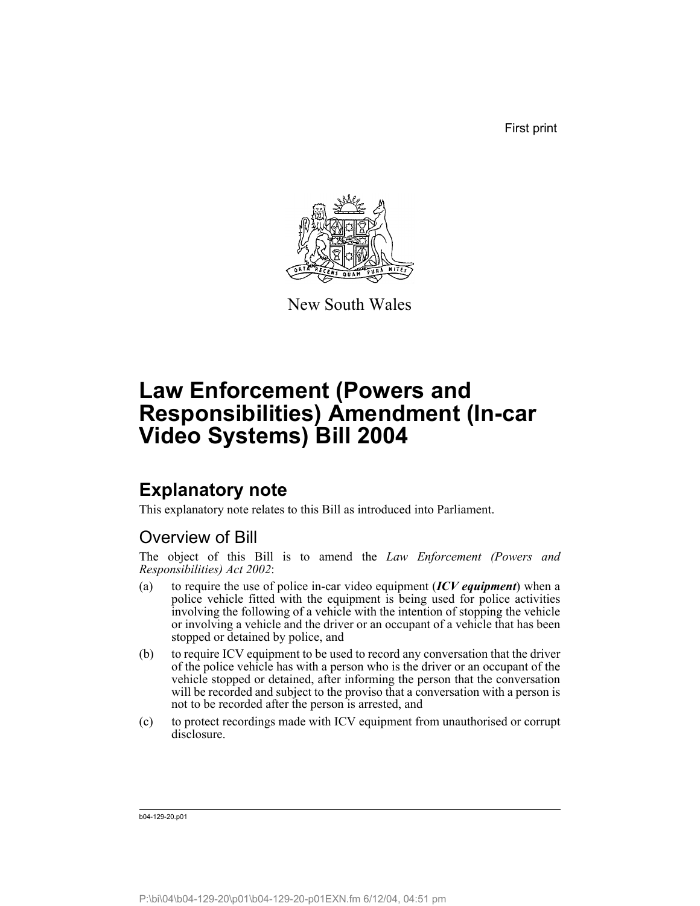First print

New South Wales

# Law Enforcement (Powers and Responsibilities) Amendment (In-car Video Systems) Bill 2004

## Explanatory note

This explanatory note relates to this Bill as introduced into Parliament.

### Overview of Bill

The object of this Bill is to amend the *Law Enforcement (Powers and Responsibilities) Act 2002*:

(a) to require the use of police in-car video equipment (***ICV equipment***) when a police vehicle fitted with the equipment is being used for police activities involving the following of a vehicle with the intention of stopping the vehicle or involving a vehicle and the driver or an occupant of a vehicle that has been stopped or detained by police, and

(b) to require ICV equipment to be used to record any conversation that the driver of the police vehicle has with a person who is the driver or an occupant of the vehicle stopped or detained, after informing the person that the conversation will be recorded and subject to the proviso that a conversation with a person is not to be recorded after the person is arrested, and

(c) to protect recordings made with ICV equipment from unauthorised or corrupt disclosure.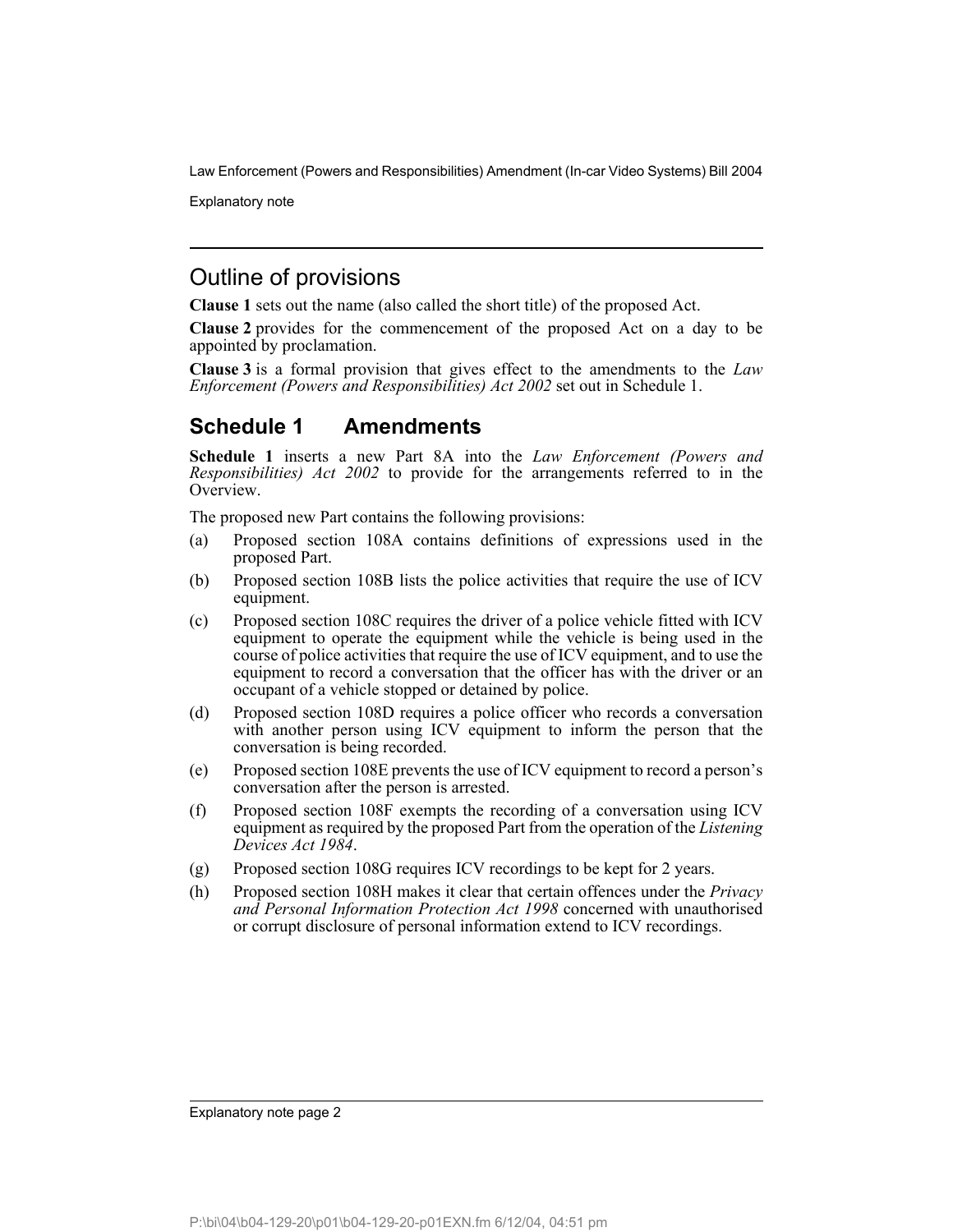## Outline of provisions

**Clause 1** sets out the name (also called the short title) of the proposed Act.

**Clause 2** provides for the commencement of the proposed Act on a day to be appointed by proclamation.

**Clause 3** is a formal provision that gives effect to the amendments to the *Law Enforcement (Powers and Responsibilities) Act 2002* set out in Schedule 1.

## Schedule 1 Amendments

**Schedule 1** inserts a new Part 8A into the *Law Enforcement (Powers and Responsibilities) Act 2002* to provide for the arrangements referred to in the Overview.

The proposed new Part contains the following provisions:

(a) Proposed section 108A contains definitions of expressions used in the proposed Part.

(b) Proposed section 108B lists the police activities that require the use of ICV equipment.

(c) Proposed section 108C requires the driver of a police vehicle fitted with ICV equipment to operate the equipment while the vehicle is being used in the course of police activities that require the use of ICV equipment, and to use the equipment to record a conversation that the officer has with the driver or an occupant of a vehicle stopped or detained by police.

(d) Proposed section 108D requires a police officer who records a conversation with another person using ICV equipment to inform the person that the conversation is being recorded.

(e) Proposed section 108E prevents the use of ICV equipment to record a person's conversation after the person is arrested.

(f) Proposed section 108F exempts the recording of a conversation using ICV equipment as required by the proposed Part from the operation of the *Listening Devices Act 1984*.

(g) Proposed section 108G requires ICV recordings to be kept for 2 years.

(h) Proposed section 108H makes it clear that certain offences under the *Privacy and Personal Information Protection Act 1998* concerned with unauthorised or corrupt disclosure of personal information extend to ICV recordings.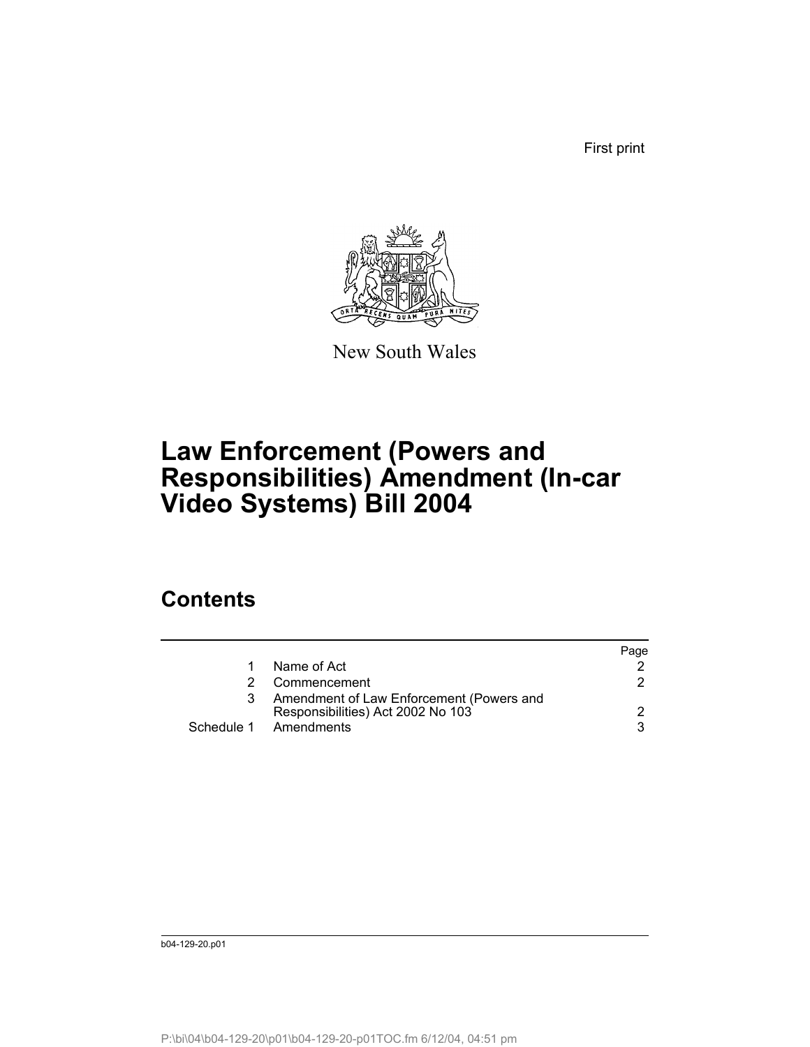First print

New South Wales

# Law Enforcement (Powers and Responsibilities) Amendment (In-car Video Systems) Bill 2004

## Contents

| | | Page |
|---|---|---|
| 1 | Name of Act | 2 |
| 2 | Commencement | 2 |
| 3 | Amendment of Law Enforcement (Powers and Responsibilities) Act 2002 No 103 | 2 |
| Schedule 1 | Amendments | 3 |

b04-129-20.p01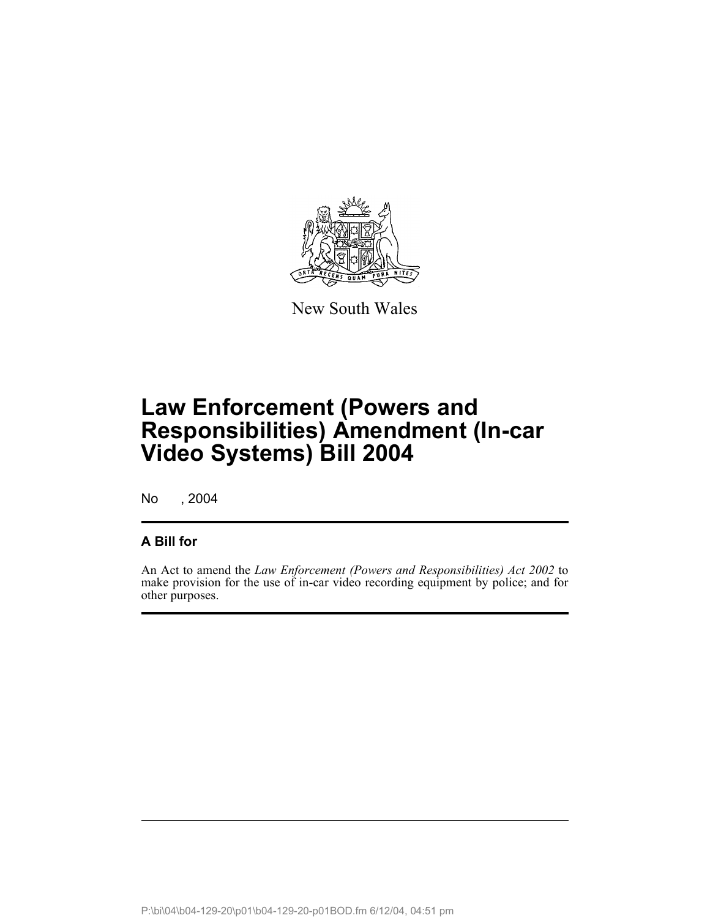New South Wales

# Law Enforcement (Powers and Responsibilities) Amendment (In-car Video Systems) Bill 2004

No , 2004

## A Bill for

An Act to amend the *Law Enforcement (Powers and Responsibilities) Act 2002* to make provision for the use of in-car video recording equipment by police; and for other purposes.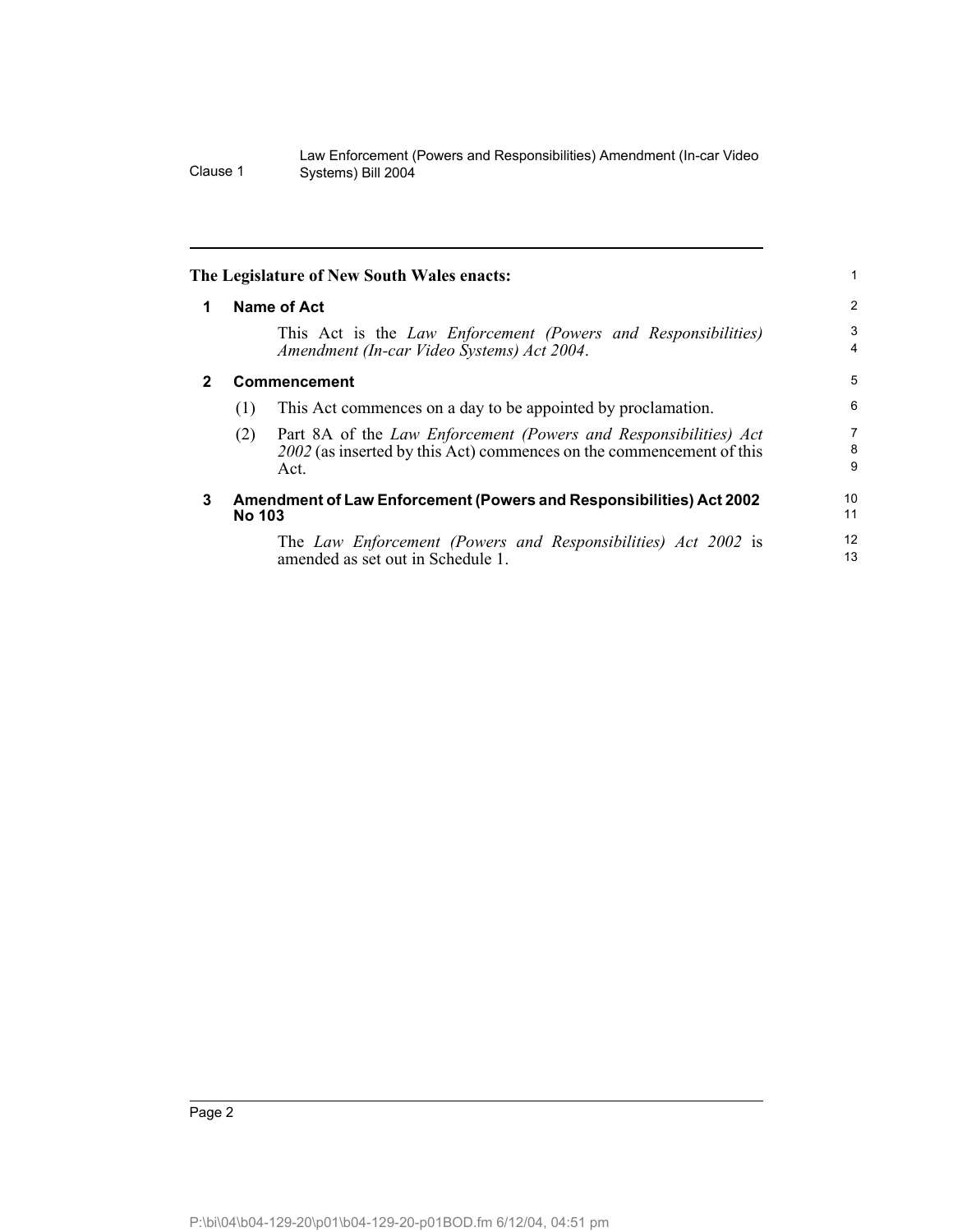**The Legislature of New South Wales enacts:**

## 1 Name of Act

This Act is the *Law Enforcement (Powers and Responsibilities) Amendment (In-car Video Systems) Act 2004*.

## 2 Commencement

(1) This Act commences on a day to be appointed by proclamation.

(2) Part 8A of the *Law Enforcement (Powers and Responsibilities) Act 2002* (as inserted by this Act) commences on the commencement of this Act.

## 3 Amendment of Law Enforcement (Powers and Responsibilities) Act 2002 No 103

The *Law Enforcement (Powers and Responsibilities) Act 2002* is amended as set out in Schedule 1.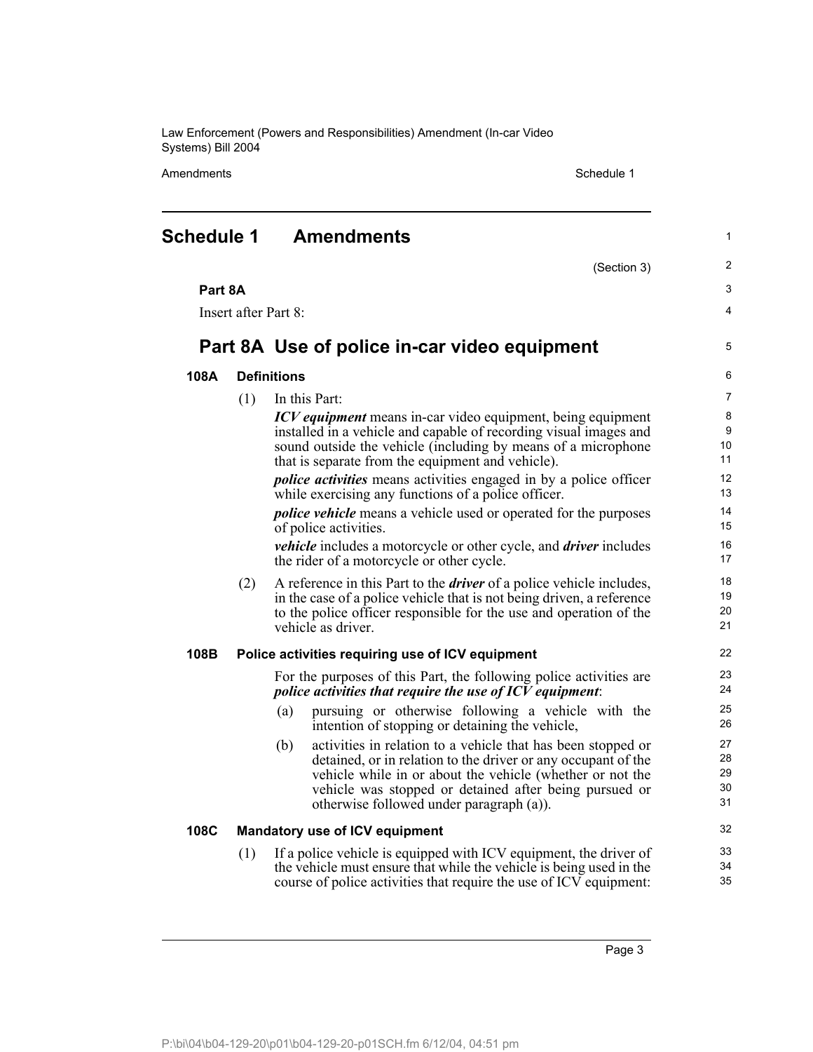# Schedule 1 Amendments

(Section 3)

**Part 8A**

Insert after Part 8:

## Part 8A Use of police in-car video equipment

### 108A Definitions

(1) In this Part:

***ICV equipment*** means in-car video equipment, being equipment installed in a vehicle and capable of recording visual images and sound outside the vehicle (including by means of a microphone that is separate from the equipment and vehicle).

***police activities*** means activities engaged in by a police officer while exercising any functions of a police officer.

***police vehicle*** means a vehicle used or operated for the purposes of police activities.

***vehicle*** includes a motorcycle or other cycle, and ***driver*** includes the rider of a motorcycle or other cycle.

(2) A reference in this Part to the ***driver*** of a police vehicle includes, in the case of a police vehicle that is not being driven, a reference to the police officer responsible for the use and operation of the vehicle as driver.

### 108B Police activities requiring use of ICV equipment

For the purposes of this Part, the following police activities are ***police activities that require the use of ICV equipment***:

(a) pursuing or otherwise following a vehicle with the intention of stopping or detaining the vehicle,

(b) activities in relation to a vehicle that has been stopped or detained, or in relation to the driver or any occupant of the vehicle while in or about the vehicle (whether or not the vehicle was stopped or detained after being pursued or otherwise followed under paragraph (a)).

### 108C Mandatory use of ICV equipment

(1) If a police vehicle is equipped with ICV equipment, the driver of the vehicle must ensure that while the vehicle is being used in the course of police activities that require the use of ICV equipment: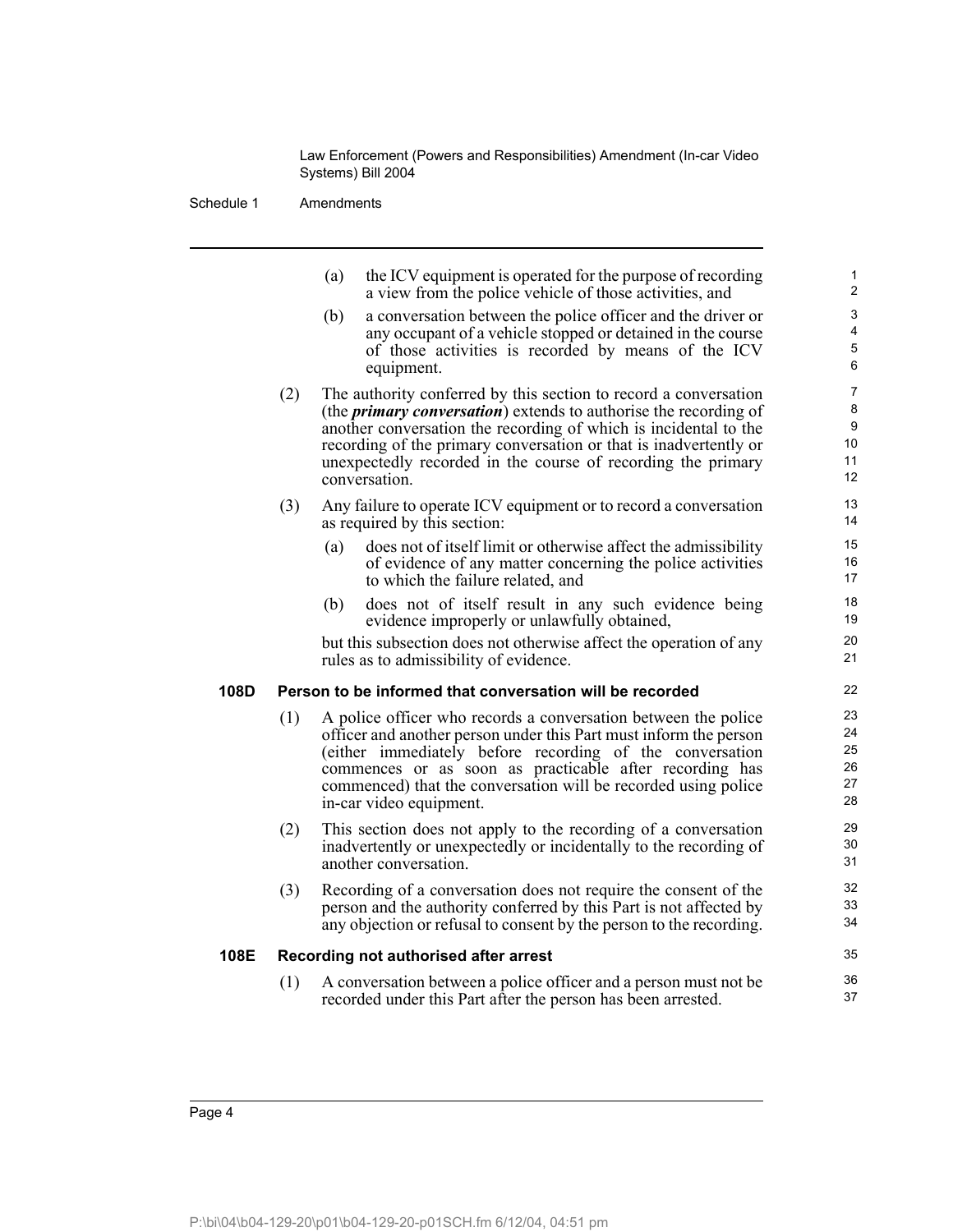(a) the ICV equipment is operated for the purpose of recording a view from the police vehicle of those activities, and

(b) a conversation between the police officer and the driver or any occupant of a vehicle stopped or detained in the course of those activities is recorded by means of the ICV equipment.

(2) The authority conferred by this section to record a conversation (the ***primary conversation***) extends to authorise the recording of another conversation the recording of which is incidental to the recording of the primary conversation or that is inadvertently or unexpectedly recorded in the course of recording the primary conversation.

(3) Any failure to operate ICV equipment or to record a conversation as required by this section:

(a) does not of itself limit or otherwise affect the admissibility of evidence of any matter concerning the police activities to which the failure related, and

(b) does not of itself result in any such evidence being evidence improperly or unlawfully obtained,

but this subsection does not otherwise affect the operation of any rules as to admissibility of evidence.

### 108D Person to be informed that conversation will be recorded

(1) A police officer who records a conversation between the police officer and another person under this Part must inform the person (either immediately before recording of the conversation commences or as soon as practicable after recording has commenced) that the conversation will be recorded using police in-car video equipment.

(2) This section does not apply to the recording of a conversation inadvertently or unexpectedly or incidentally to the recording of another conversation.

(3) Recording of a conversation does not require the consent of the person and the authority conferred by this Part is not affected by any objection or refusal to consent by the person to the recording.

### 108E Recording not authorised after arrest

(1) A conversation between a police officer and a person must not be recorded under this Part after the person has been arrested.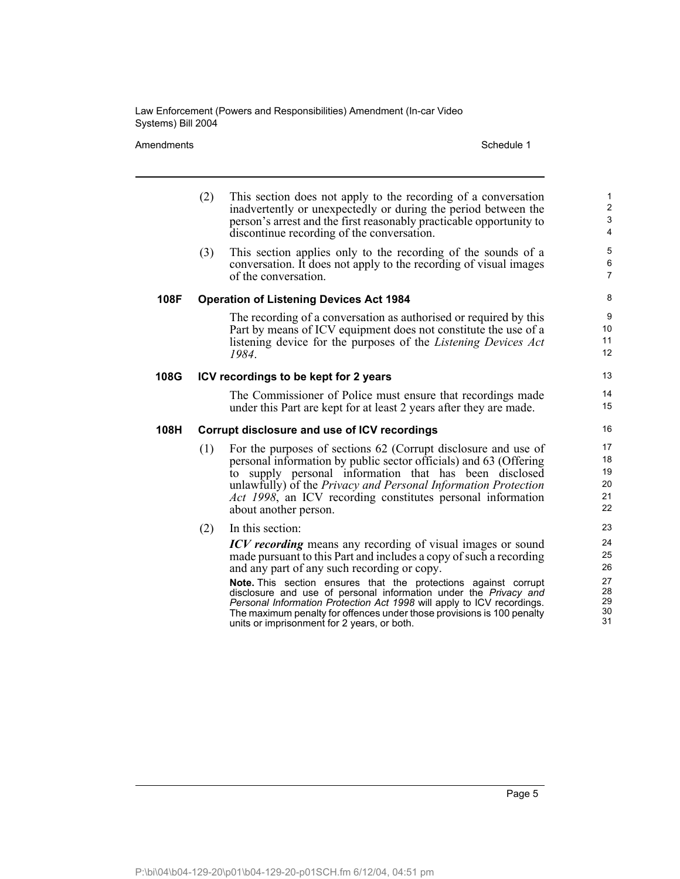(2) This section does not apply to the recording of a conversation inadvertently or unexpectedly or during the period between the person's arrest and the first reasonably practicable opportunity to discontinue recording of the conversation.

(3) This section applies only to the recording of the sounds of a conversation. It does not apply to the recording of visual images of the conversation.

**108F Operation of Listening Devices Act 1984**

The recording of a conversation as authorised or required by this Part by means of ICV equipment does not constitute the use of a listening device for the purposes of the *Listening Devices Act 1984*.

**108G ICV recordings to be kept for 2 years**

The Commissioner of Police must ensure that recordings made under this Part are kept for at least 2 years after they are made.

**108H Corrupt disclosure and use of ICV recordings**

(1) For the purposes of sections 62 (Corrupt disclosure and use of personal information by public sector officials) and 63 (Offering to supply personal information that has been disclosed unlawfully) of the *Privacy and Personal Information Protection Act 1998*, an ICV recording constitutes personal information about another person.

(2) In this section:

***ICV recording*** means any recording of visual images or sound made pursuant to this Part and includes a copy of such a recording and any part of any such recording or copy.

**Note.** This section ensures that the protections against corrupt disclosure and use of personal information under the *Privacy and Personal Information Protection Act 1998* will apply to ICV recordings. The maximum penalty for offences under those provisions is 100 penalty units or imprisonment for 2 years, or both.